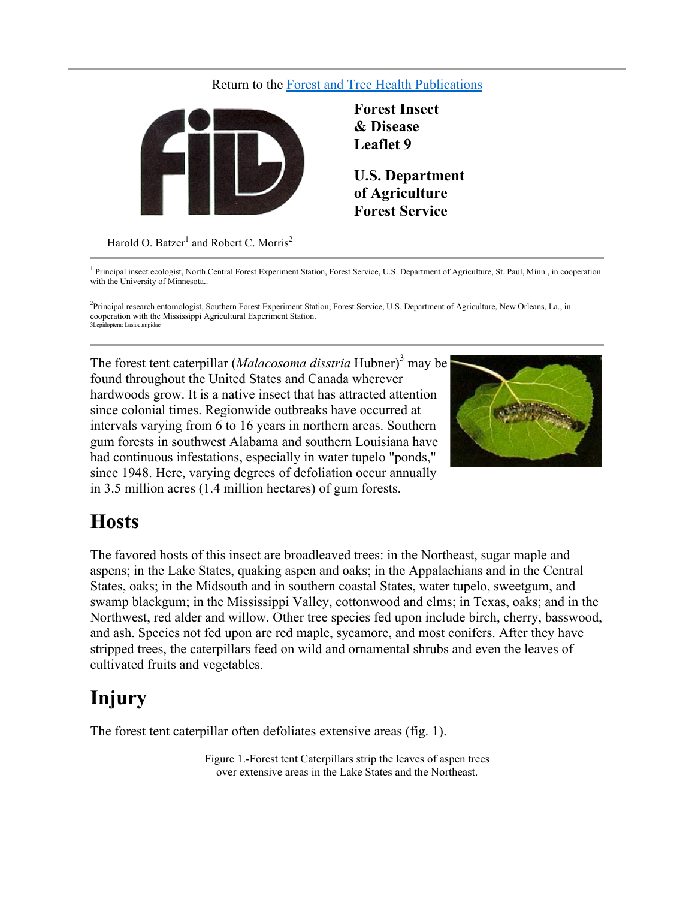Return to the Forest and Tree Health Publications

**Forest Insect & Disease Leaflet 9**

**U.S. Department of Agriculture Forest Service**

Harold O. Batzer[1] and Robert C. Morris[2]

---

[1] Principal insect ecologist, North Central Forest Experiment Station, Forest Service, U.S. Department of Agriculture, St. Paul, Minn., in cooperation with the University of Minnesota..

[2] Principal research entomologist, Southern Forest Experiment Station, Forest Service, U.S. Department of Agriculture, New Orleans, La., in cooperation with the Mississippi Agricultural Experiment Station.
3Lepidoptera: Lasiocampidae

---

The forest tent caterpillar (*Malacosoma disstria* Hubner)[3] may be found throughout the United States and Canada wherever hardwoods grow. It is a native insect that has attracted attention since colonial times. Regionwide outbreaks have occurred at intervals varying from 6 to 16 years in northern areas. Southern gum forests in southwest Alabama and southern Louisiana have had continuous infestations, especially in water tupelo "ponds," since 1948. Here, varying degrees of defoliation occur annually in 3.5 million acres (1.4 million hectares) of gum forests.

## Hosts

The favored hosts of this insect are broadleaved trees: in the Northeast, sugar maple and aspens; in the Lake States, quaking aspen and oaks; in the Appalachians and in the Central States, oaks; in the Midsouth and in southern coastal States, water tupelo, sweetgum, and swamp blackgum; in the Mississippi Valley, cottonwood and elms; in Texas, oaks; and in the Northwest, red alder and willow. Other tree species fed upon include birch, cherry, basswood, and ash. Species not fed upon are red maple, sycamore, and most conifers. After they have stripped trees, the caterpillars feed on wild and ornamental shrubs and even the leaves of cultivated fruits and vegetables.

## Injury

The forest tent caterpillar often defoliates extensive areas (fig. 1).

Figure 1.-Forest tent Caterpillars strip the leaves of aspen trees over extensive areas in the Lake States and the Northeast.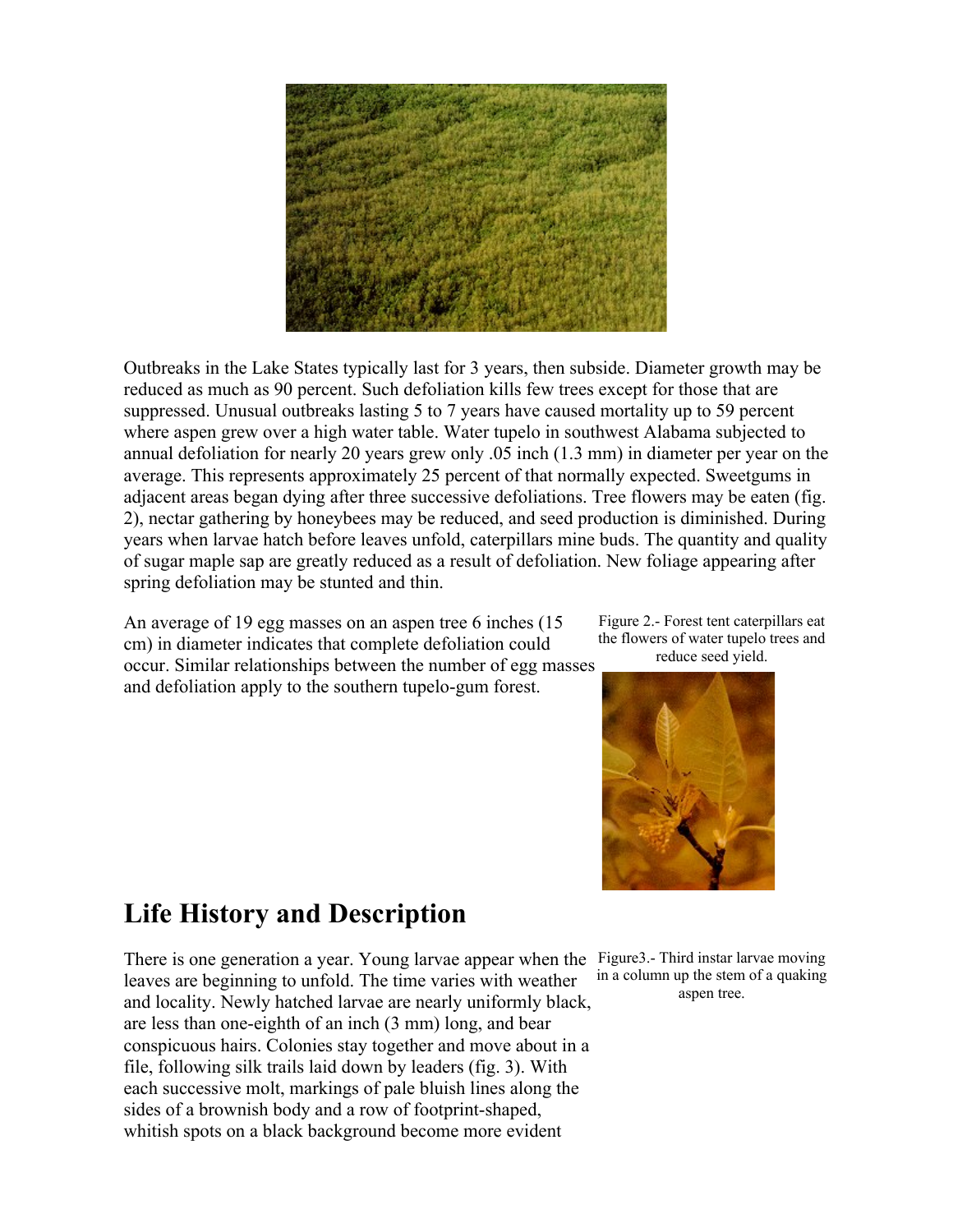Outbreaks in the Lake States typically last for 3 years, then subside. Diameter growth may be reduced as much as 90 percent. Such defoliation kills few trees except for those that are suppressed. Unusual outbreaks lasting 5 to 7 years have caused mortality up to 59 percent where aspen grew over a high water table. Water tupelo in southwest Alabama subjected to annual defoliation for nearly 20 years grew only .05 inch (1.3 mm) in diameter per year on the average. This represents approximately 25 percent of that normally expected. Sweetgums in adjacent areas began dying after three successive defoliations. Tree flowers may be eaten (fig. 2), nectar gathering by honeybees may be reduced, and seed production is diminished. During years when larvae hatch before leaves unfold, caterpillars mine buds. The quantity and quality of sugar maple sap are greatly reduced as a result of defoliation. New foliage appearing after spring defoliation may be stunted and thin.

An average of 19 egg masses on an aspen tree 6 inches (15 cm) in diameter indicates that complete defoliation could occur. Similar relationships between the number of egg masses and defoliation apply to the southern tupelo-gum forest.

Figure 2.- Forest tent caterpillars eat the flowers of water tupelo trees and reduce seed yield.

## Life History and Description

There is one generation a year. Young larvae appear when the leaves are beginning to unfold. The time varies with weather and locality. Newly hatched larvae are nearly uniformly black, are less than one-eighth of an inch (3 mm) long, and bear conspicuous hairs. Colonies stay together and move about in a file, following silk trails laid down by leaders (fig. 3). With each successive molt, markings of pale bluish lines along the sides of a brownish body and a row of footprint-shaped, whitish spots on a black background become more evident

Figure3.- Third instar larvae moving in a column up the stem of a quaking aspen tree.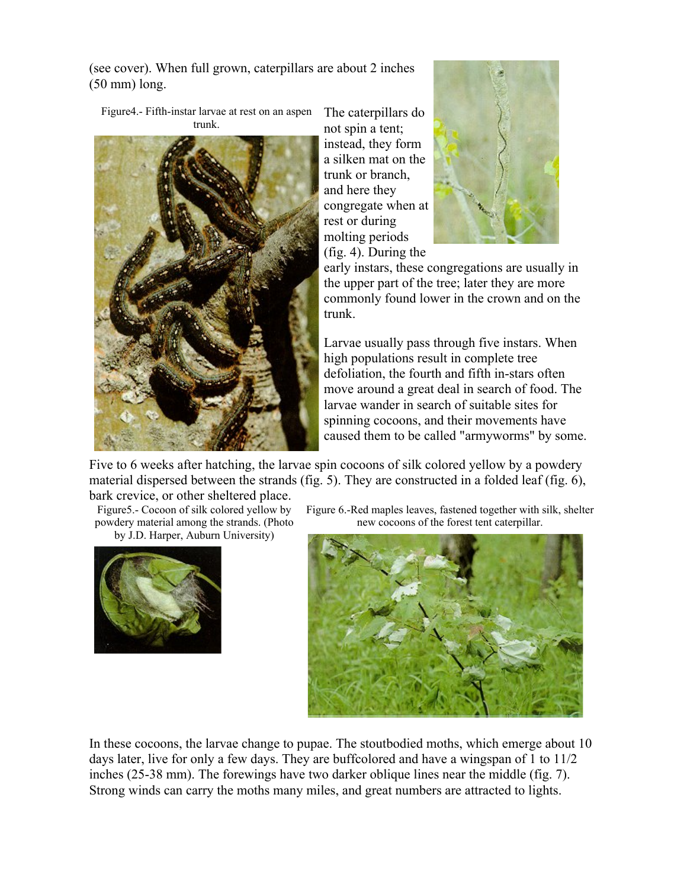(see cover). When full grown, caterpillars are about 2 inches (50 mm) long.

Figure4.- Fifth-instar larvae at rest on an aspen trunk.

The caterpillars do not spin a tent; instead, they form a silken mat on the trunk or branch, and here they congregate when at rest or during molting periods (fig. 4). During the early instars, these congregations are usually in the upper part of the tree; later they are more commonly found lower in the crown and on the trunk.

Larvae usually pass through five instars. When high populations result in complete tree defoliation, the fourth and fifth in-stars often move around a great deal in search of food. The larvae wander in search of suitable sites for spinning cocoons, and their movements have caused them to be called "armyworms" by some.

Five to 6 weeks after hatching, the larvae spin cocoons of silk colored yellow by a powdery material dispersed between the strands (fig. 5). They are constructed in a folded leaf (fig. 6), bark crevice, or other sheltered place.

Figure5.- Cocoon of silk colored yellow by powdery material among the strands. (Photo by J.D. Harper, Auburn University)

Figure 6.-Red maples leaves, fastened together with silk, shelter new cocoons of the forest tent caterpillar.

In these cocoons, the larvae change to pupae. The stoutbodied moths, which emerge about 10 days later, live for only a few days. They are buffcolored and have a wingspan of 1 to 11/2 inches (25-38 mm). The forewings have two darker oblique lines near the middle (fig. 7). Strong winds can carry the moths many miles, and great numbers are attracted to lights.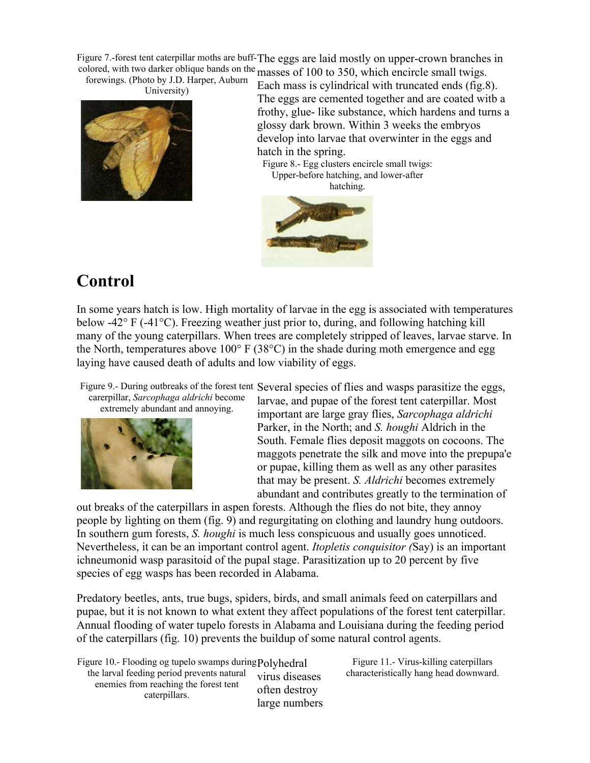Figure 7.-forest tent caterpillar moths are buff-colored, with two darker oblique bands on the forewings. (Photo by J.D. Harper, Auburn University)

The eggs are laid mostly on upper-crown branches in masses of 100 to 350, which encircle small twigs. Each mass is cylindrical with truncated ends (fig.8). The eggs are cemented together and are coated witb a frothy, glue- like substance, which hardens and turns a glossy dark brown. Within 3 weeks the embryos develop into larvae that overwinter in the eggs and hatch in the spring.

Figure 8.- Egg clusters encircle small twigs: Upper-before hatching, and lower-after hatching.

# Control

In some years hatch is low. High mortality of larvae in the egg is associated with temperatures below -42° F (-41°C). Freezing weather just prior to, during, and following hatching kill many of the young caterpillars. When trees are completely stripped of leaves, larvae starve. In the North, temperatures above 100° F (38°C) in the shade during moth emergence and egg laying have caused death of adults and low viability of eggs.

Figure 9.- During outbreaks of the forest tent carerpillar, *Sarcophaga aldrichi* become extremely abundant and annoying.

Several species of flies and wasps parasitize the eggs, larvae, and pupae of the forest tent caterpillar. Most important are large gray flies, *Sarcophaga aldrichi* Parker, in the North; and *S. houghi* Aldrich in the South. Female flies deposit maggots on cocoons. The maggots penetrate the silk and move into the prepupa'e or pupae, killing them as well as any other parasites that may be present. *S. Aldrichi* becomes extremely abundant and contributes greatly to the termination of out breaks of the caterpillars in aspen forests. Although the flies do not bite, they annoy people by lighting on them (fig. 9) and regurgitating on clothing and laundry hung outdoors. In southern gum forests, *S. houghi* is much less conspicuous and usually goes unnoticed. Nevertheless, it can be an important control agent. *Itopletis conquisitor (*Say) is an important ichneumonid wasp parasitoid of the pupal stage. Parasitization up to 20 percent by five species of egg wasps has been recorded in Alabama.

Predatory beetles, ants, true bugs, spiders, birds, and small animals feed on caterpillars and pupae, but it is not known to what extent they affect populations of the forest tent caterpillar. Annual flooding of water tupelo forests in Alabama and Louisiana during the feeding period of the caterpillars (fig. 10) prevents the buildup of some natural control agents.

Figure 10.- Flooding og tupelo swamps during the larval feeding period prevents natural enemies from reaching the forest tent caterpillars.

Polyhedral virus diseases often destroy large numbers

Figure 11.- Virus-killing caterpillars characteristically hang head downward.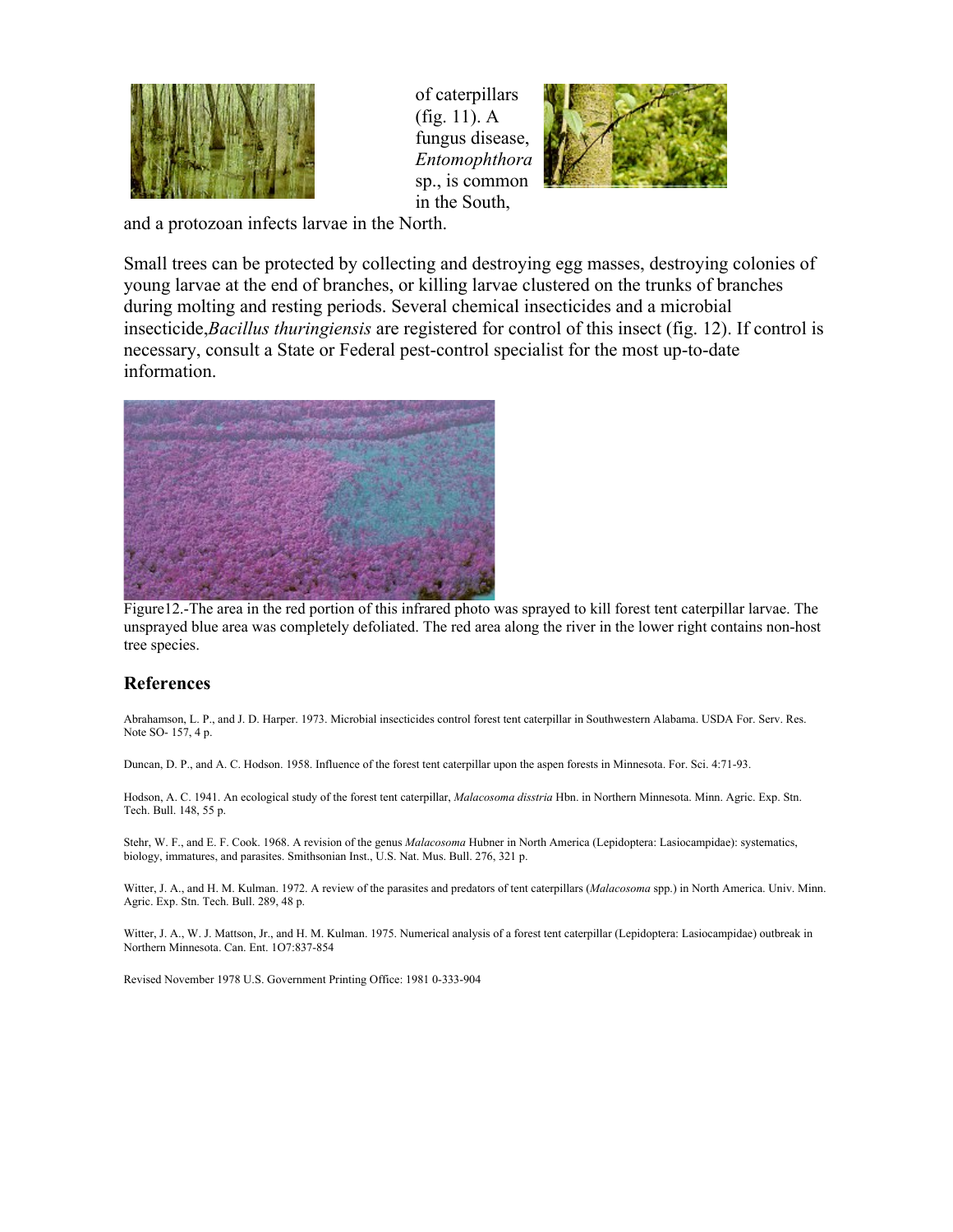of caterpillars (fig. 11). A fungus disease, *Entomophthora* sp., is common in the South, and a protozoan infects larvae in the North.

Small trees can be protected by collecting and destroying egg masses, destroying colonies of young larvae at the end of branches, or killing larvae clustered on the trunks of branches during molting and resting periods. Several chemical insecticides and a microbial insecticide,*Bacillus thuringiensis* are registered for control of this insect (fig. 12). If control is necessary, consult a State or Federal pest-control specialist for the most up-to-date information.

Figure12.-The area in the red portion of this infrared photo was sprayed to kill forest tent caterpillar larvae. The unsprayed blue area was completely defoliated. The red area along the river in the lower right contains non-host tree species.

## References

Abrahamson, L. P., and J. D. Harper. 1973. Microbial insecticides control forest tent caterpillar in Southwestern Alabama. USDA For. Serv. Res. Note SO- 157, 4 p.

Duncan, D. P., and A. C. Hodson. 1958. Influence of the forest tent caterpillar upon the aspen forests in Minnesota. For. Sci. 4:71-93.

Hodson, A. C. 1941. An ecological study of the forest tent caterpillar, *Malacosoma disstria* Hbn. in Northern Minnesota. Minn. Agric. Exp. Stn. Tech. Bull. 148, 55 p.

Stehr, W. F., and E. F. Cook. 1968. A revision of the genus *Malacosoma* Hubner in North America (Lepidoptera: Lasiocampidae): systematics, biology, immatures, and parasites. Smithsonian Inst., U.S. Nat. Mus. Bull. 276, 321 p.

Witter, J. A., and H. M. Kulman. 1972. A review of the parasites and predators of tent caterpillars (*Malacosoma* spp.) in North America. Univ. Minn. Agric. Exp. Stn. Tech. Bull. 289, 48 p.

Witter, J. A., W. J. Mattson, Jr., and H. M. Kulman. 1975. Numerical analysis of a forest tent caterpillar (Lepidoptera: Lasiocampidae) outbreak in Northern Minnesota. Can. Ent. 1O7:837-854

Revised November 1978 U.S. Government Printing Office: 1981 0-333-904